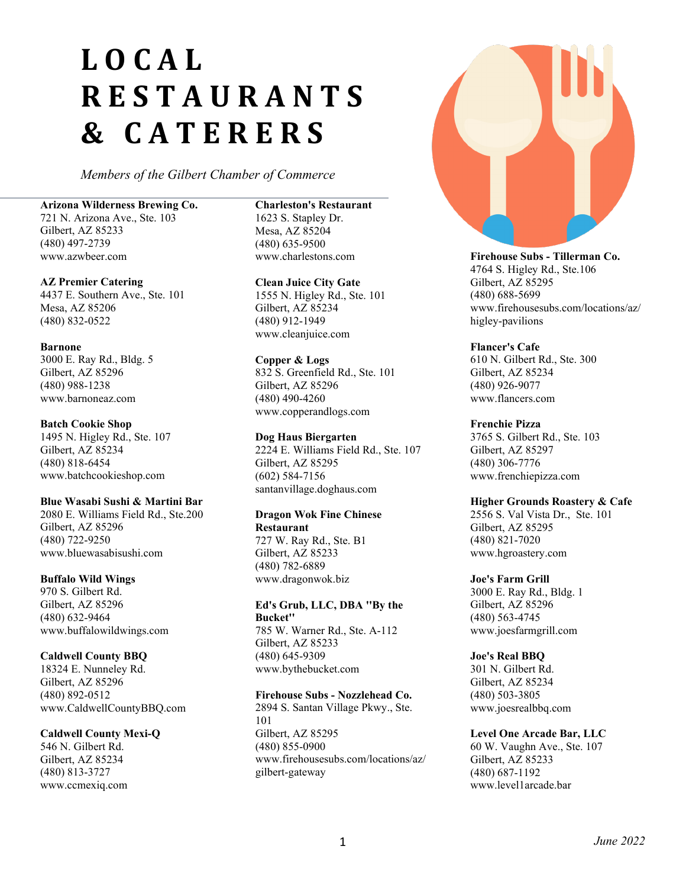# LOCAL RESTAURANTS & CATERERS

*Members of the Gilbert Chamber of Commerce*

**Arizona Wilderness Brewing Co.**
721 N. Arizona Ave., Ste. 103
Gilbert, AZ 85233
(480) 497-2739
www.azwbeer.com

**AZ Premier Catering**
4437 E. Southern Ave., Ste. 101
Mesa, AZ 85206
(480) 832-0522

**Barnone**
3000 E. Ray Rd., Bldg. 5
Gilbert, AZ 85296
(480) 988-1238
www.barnoneaz.com

**Batch Cookie Shop**
1495 N. Higley Rd., Ste. 107
Gilbert, AZ 85234
(480) 818-6454
www.batchcookieshop.com

**Blue Wasabi Sushi & Martini Bar**
2080 E. Williams Field Rd., Ste.200
Gilbert, AZ 85296
(480) 722-9250
www.bluewasabisushi.com

**Buffalo Wild Wings**
970 S. Gilbert Rd.
Gilbert, AZ 85296
(480) 632-9464
www.buffalowildwings.com

**Caldwell County BBQ**
18324 E. Nunneley Rd.
Gilbert, AZ 85296
(480) 892-0512
www.CaldwellCountyBBQ.com

**Caldwell County Mexi-Q**
546 N. Gilbert Rd.
Gilbert, AZ 85234
(480) 813-3727
www.ccmexiq.com

**Charleston's Restaurant**
1623 S. Stapley Dr.
Mesa, AZ 85204
(480) 635-9500
www.charlestons.com

**Clean Juice City Gate**
1555 N. Higley Rd., Ste. 101
Gilbert, AZ 85234
(480) 912-1949
www.cleanjuice.com

**Copper & Logs**
832 S. Greenfield Rd., Ste. 101
Gilbert, AZ 85296
(480) 490-4260
www.copperandlogs.com

**Dog Haus Biergarten**
2224 E. Williams Field Rd., Ste. 107
Gilbert, AZ 85295
(602) 584-7156
santanvillage.doghaus.com

**Dragon Wok Fine Chinese Restaurant**
727 W. Ray Rd., Ste. B1
Gilbert, AZ 85233
(480) 782-6889
www.dragonwok.biz

**Ed's Grub, LLC, DBA "By the Bucket"**
785 W. Warner Rd., Ste. A-112
Gilbert, AZ 85233
(480) 645-9309
www.bythebucket.com

**Firehouse Subs - Nozzlehead Co.**
2894 S. Santan Village Pkwy., Ste. 101
Gilbert, AZ 85295
(480) 855-0900
www.firehousesubs.com/locations/az/gilbert-gateway

**Firehouse Subs - Tillerman Co.**
4764 S. Higley Rd., Ste.106
Gilbert, AZ 85295
(480) 688-5699
www.firehousesubs.com/locations/az/higley-pavilions

**Flancer's Cafe**
610 N. Gilbert Rd., Ste. 300
Gilbert, AZ 85234
(480) 926-9077
www.flancers.com

**Frenchie Pizza**
3765 S. Gilbert Rd., Ste. 103
Gilbert, AZ 85297
(480) 306-7776
www.frenchiepizza.com

**Higher Grounds Roastery & Cafe**
2556 S. Val Vista Dr., Ste. 101
Gilbert, AZ 85295
(480) 821-7020
www.hgroastery.com

**Joe's Farm Grill**
3000 E. Ray Rd., Bldg. 1
Gilbert, AZ 85296
(480) 563-4745
www.joesfarmgrill.com

**Joe's Real BBQ**
301 N. Gilbert Rd.
Gilbert, AZ 85234
(480) 503-3805
www.joesrealbbq.com

**Level One Arcade Bar, LLC**
60 W. Vaughn Ave., Ste. 107
Gilbert, AZ 85233
(480) 687-1192
www.level1arcade.bar

*June 2022*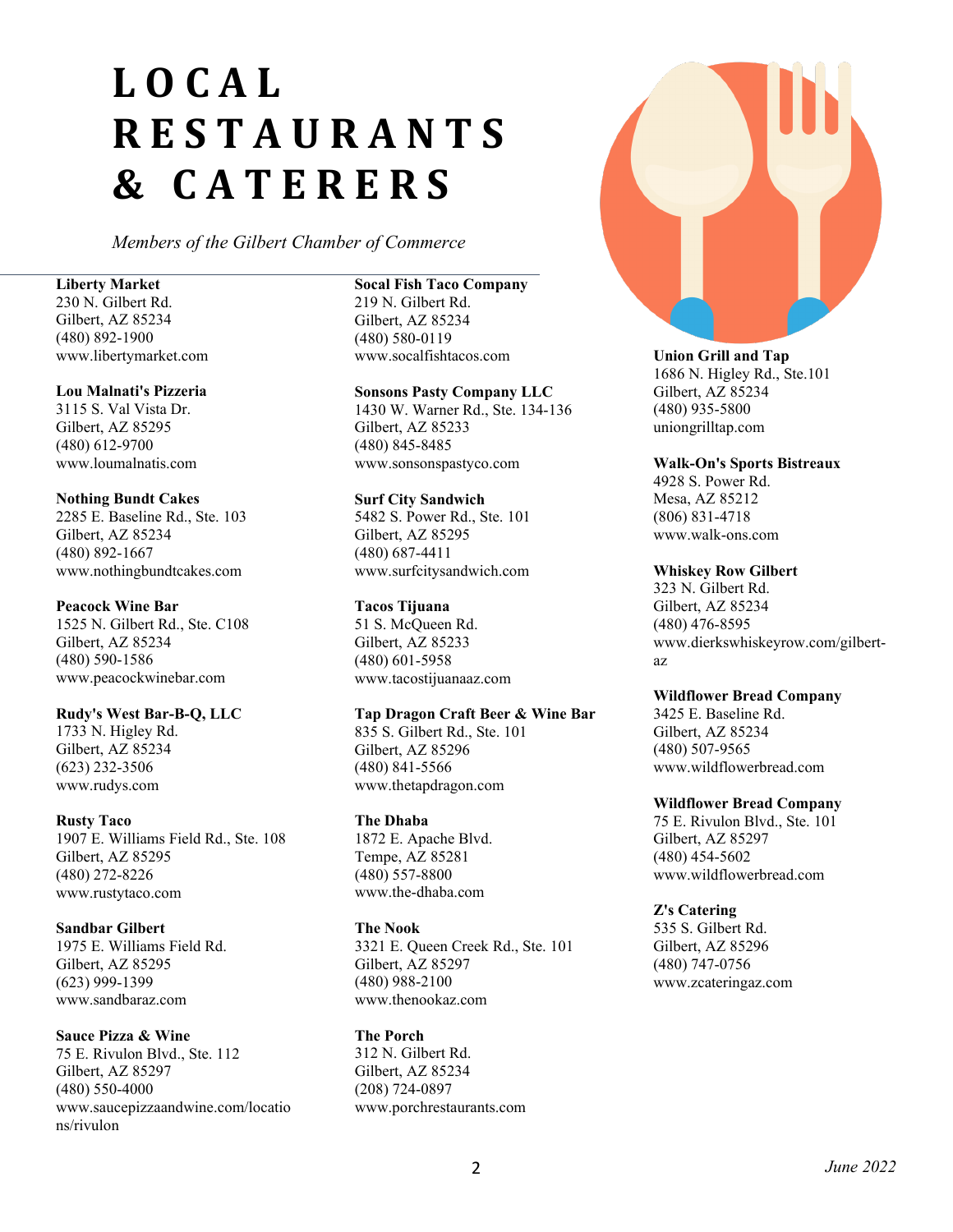# LOCAL RESTAURANTS & CATERERS

*Members of the Gilbert Chamber of Commerce*

**Liberty Market**
230 N. Gilbert Rd.
Gilbert, AZ 85234
(480) 892-1900
www.libertymarket.com

**Lou Malnati's Pizzeria**
3115 S. Val Vista Dr.
Gilbert, AZ 85295
(480) 612-9700
www.loumalnatis.com

**Nothing Bundt Cakes**
2285 E. Baseline Rd., Ste. 103
Gilbert, AZ 85234
(480) 892-1667
www.nothingbundtcakes.com

**Peacock Wine Bar**
1525 N. Gilbert Rd., Ste. C108
Gilbert, AZ 85234
(480) 590-1586
www.peacockwinebar.com

**Rudy's West Bar-B-Q, LLC**
1733 N. Higley Rd.
Gilbert, AZ 85234
(623) 232-3506
www.rudys.com

**Rusty Taco**
1907 E. Williams Field Rd., Ste. 108
Gilbert, AZ 85295
(480) 272-8226
www.rustytaco.com

**Sandbar Gilbert**
1975 E. Williams Field Rd.
Gilbert, AZ 85295
(623) 999-1399
www.sandbaraz.com

**Sauce Pizza & Wine**
75 E. Rivulon Blvd., Ste. 112
Gilbert, AZ 85297
(480) 550-4000
www.saucepizzaandwine.com/locations/rivulon

**Socal Fish Taco Company**
219 N. Gilbert Rd.
Gilbert, AZ 85234
(480) 580-0119
www.socalfishtacos.com

**Sonsons Pasty Company LLC**
1430 W. Warner Rd., Ste. 134-136
Gilbert, AZ 85233
(480) 845-8485
www.sonsonspastyco.com

**Surf City Sandwich**
5482 S. Power Rd., Ste. 101
Gilbert, AZ 85295
(480) 687-4411
www.surfcitysandwich.com

**Tacos Tijuana**
51 S. McQueen Rd.
Gilbert, AZ 85233
(480) 601-5958
www.tacostijuanaaz.com

**Tap Dragon Craft Beer & Wine Bar**
835 S. Gilbert Rd., Ste. 101
Gilbert, AZ 85296
(480) 841-5566
www.thetapdragon.com

**The Dhaba**
1872 E. Apache Blvd.
Tempe, AZ 85281
(480) 557-8800
www.the-dhaba.com

**The Nook**
3321 E. Queen Creek Rd., Ste. 101
Gilbert, AZ 85297
(480) 988-2100
www.thenookaz.com

**The Porch**
312 N. Gilbert Rd.
Gilbert, AZ 85234
(208) 724-0897
www.porchrestaurants.com

**Union Grill and Tap**
1686 N. Higley Rd., Ste.101
Gilbert, AZ 85234
(480) 935-5800
uniongrilltap.com

**Walk-On's Sports Bistreaux**
4928 S. Power Rd.
Mesa, AZ 85212
(806) 831-4718
www.walk-ons.com

**Whiskey Row Gilbert**
323 N. Gilbert Rd.
Gilbert, AZ 85234
(480) 476-8595
www.dierkswhiskeyrow.com/gilbert-az

**Wildflower Bread Company**
3425 E. Baseline Rd.
Gilbert, AZ 85234
(480) 507-9565
www.wildflowerbread.com

**Wildflower Bread Company**
75 E. Rivulon Blvd., Ste. 101
Gilbert, AZ 85297
(480) 454-5602
www.wildflowerbread.com

**Z's Catering**
535 S. Gilbert Rd.
Gilbert, AZ 85296
(480) 747-0756
www.zcateringaz.com